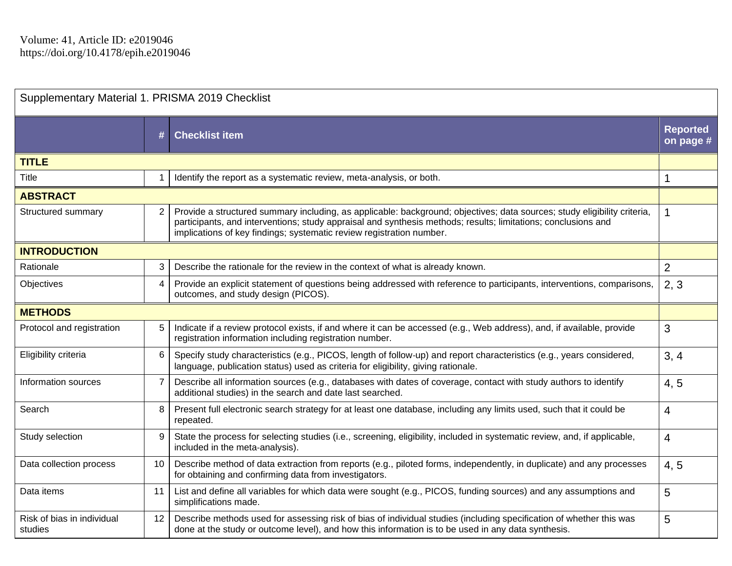Volume: 41, Article ID: e2019046
https://doi.org/10.4178/epih.e2019046

Supplementary Material 1. PRISMA 2019 Checklist

| | # | Checklist item | Reported on page # |
|---|---|---|---|
| **TITLE** | | | |
| Title | 1 | Identify the report as a systematic review, meta-analysis, or both. | 1 |
| **ABSTRACT** | | | |
| Structured summary | 2 | Provide a structured summary including, as applicable: background; objectives; data sources; study eligibility criteria, participants, and interventions; study appraisal and synthesis methods; results; limitations; conclusions and implications of key findings; systematic review registration number. | 1 |
| **INTRODUCTION** | | | |
| Rationale | 3 | Describe the rationale for the review in the context of what is already known. | 2 |
| Objectives | 4 | Provide an explicit statement of questions being addressed with reference to participants, interventions, comparisons, outcomes, and study design (PICOS). | 2, 3 |
| **METHODS** | | | |
| Protocol and registration | 5 | Indicate if a review protocol exists, if and where it can be accessed (e.g., Web address), and, if available, provide registration information including registration number. | 3 |
| Eligibility criteria | 6 | Specify study characteristics (e.g., PICOS, length of follow-up) and report characteristics (e.g., years considered, language, publication status) used as criteria for eligibility, giving rationale. | 3, 4 |
| Information sources | 7 | Describe all information sources (e.g., databases with dates of coverage, contact with study authors to identify additional studies) in the search and date last searched. | 4, 5 |
| Search | 8 | Present full electronic search strategy for at least one database, including any limits used, such that it could be repeated. | 4 |
| Study selection | 9 | State the process for selecting studies (i.e., screening, eligibility, included in systematic review, and, if applicable, included in the meta-analysis). | 4 |
| Data collection process | 10 | Describe method of data extraction from reports (e.g., piloted forms, independently, in duplicate) and any processes for obtaining and confirming data from investigators. | 4, 5 |
| Data items | 11 | List and define all variables for which data were sought (e.g., PICOS, funding sources) and any assumptions and simplifications made. | 5 |
| Risk of bias in individual studies | 12 | Describe methods used for assessing risk of bias of individual studies (including specification of whether this was done at the study or outcome level), and how this information is to be used in any data synthesis. | 5 |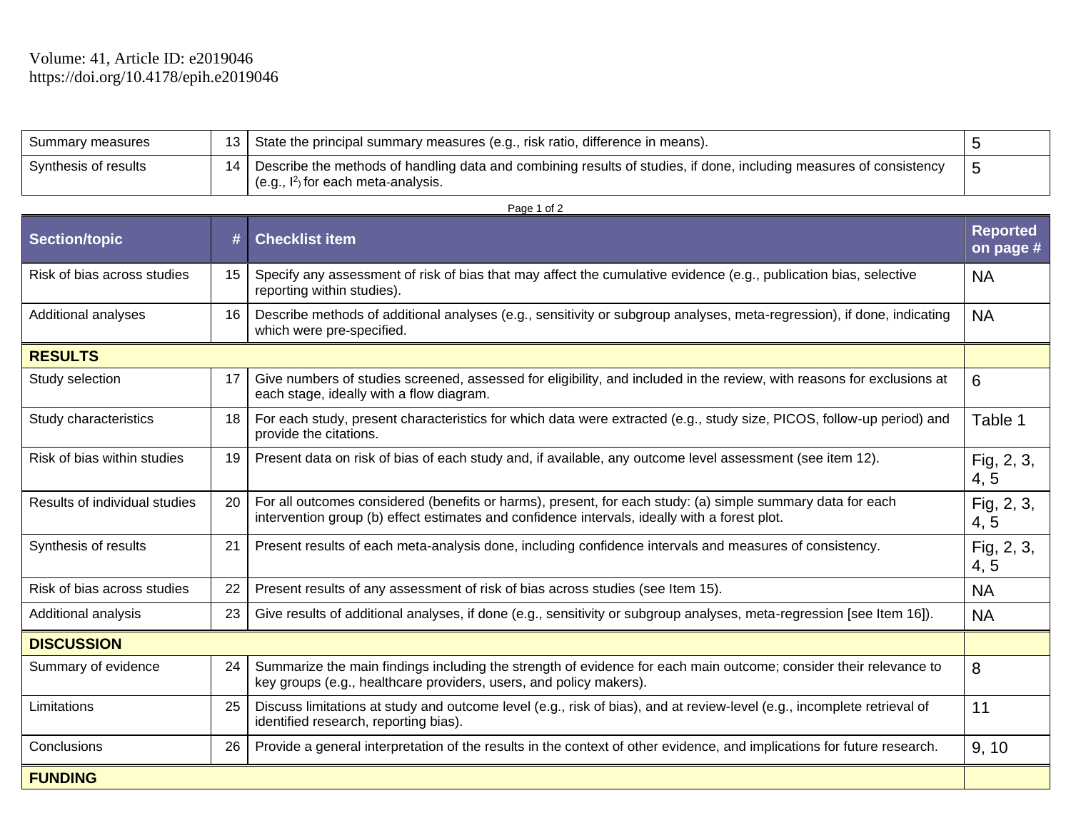| Section/topic | # | Checklist item | Reported on page # |
|---|---|---|---|
| Summary measures | 13 | State the principal summary measures (e.g., risk ratio, difference in means). | 5 |
| Synthesis of results | 14 | Describe the methods of handling data and combining results of studies, if done, including measures of consistency (e.g., $I^2$) for each meta-analysis. | 5 |
| Risk of bias across studies | 15 | Specify any assessment of risk of bias that may affect the cumulative evidence (e.g., publication bias, selective reporting within studies). | NA |
| Additional analyses | 16 | Describe methods of additional analyses (e.g., sensitivity or subgroup analyses, meta-regression), if done, indicating which were pre-specified. | NA |
| **RESULTS** | | | |
| Study selection | 17 | Give numbers of studies screened, assessed for eligibility, and included in the review, with reasons for exclusions at each stage, ideally with a flow diagram. | 6 |
| Study characteristics | 18 | For each study, present characteristics for which data were extracted (e.g., study size, PICOS, follow-up period) and provide the citations. | Table 1 |
| Risk of bias within studies | 19 | Present data on risk of bias of each study and, if available, any outcome level assessment (see item 12). | Fig, 2, 3, 4, 5 |
| Results of individual studies | 20 | For all outcomes considered (benefits or harms), present, for each study: (a) simple summary data for each intervention group (b) effect estimates and confidence intervals, ideally with a forest plot. | Fig, 2, 3, 4, 5 |
| Synthesis of results | 21 | Present results of each meta-analysis done, including confidence intervals and measures of consistency. | Fig, 2, 3, 4, 5 |
| Risk of bias across studies | 22 | Present results of any assessment of risk of bias across studies (see Item 15). | NA |
| Additional analysis | 23 | Give results of additional analyses, if done (e.g., sensitivity or subgroup analyses, meta-regression [see Item 16]). | NA |
| **DISCUSSION** | | | |
| Summary of evidence | 24 | Summarize the main findings including the strength of evidence for each main outcome; consider their relevance to key groups (e.g., healthcare providers, users, and policy makers). | 8 |
| Limitations | 25 | Discuss limitations at study and outcome level (e.g., risk of bias), and at review-level (e.g., incomplete retrieval of identified research, reporting bias). | 11 |
| Conclusions | 26 | Provide a general interpretation of the results in the context of other evidence, and implications for future research. | 9, 10 |
| **FUNDING** | | | |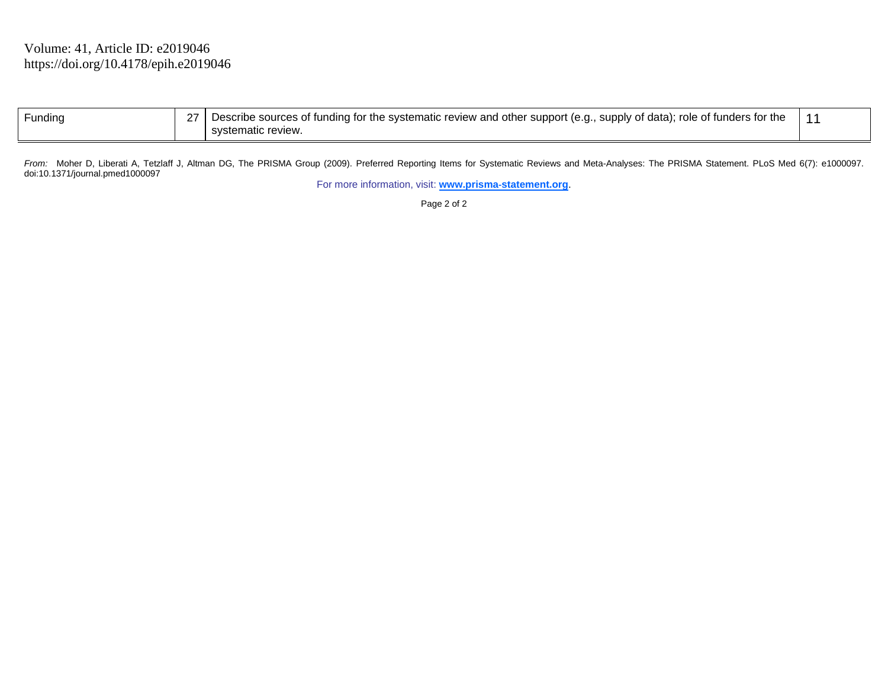| | | | |
|---|---|---|---|
| Funding | 27 | Describe sources of funding for the systematic review and other support (e.g., supply of data); role of funders for the systematic review. | 11 |

*From:* Moher D, Liberati A, Tetzlaff J, Altman DG, The PRISMA Group (2009). Preferred Reporting Items for Systematic Reviews and Meta-Analyses: The PRISMA Statement. PLoS Med 6(7): e1000097. doi:10.1371/journal.pmed1000097

For more information, visit: **www.prisma-statement.org**.